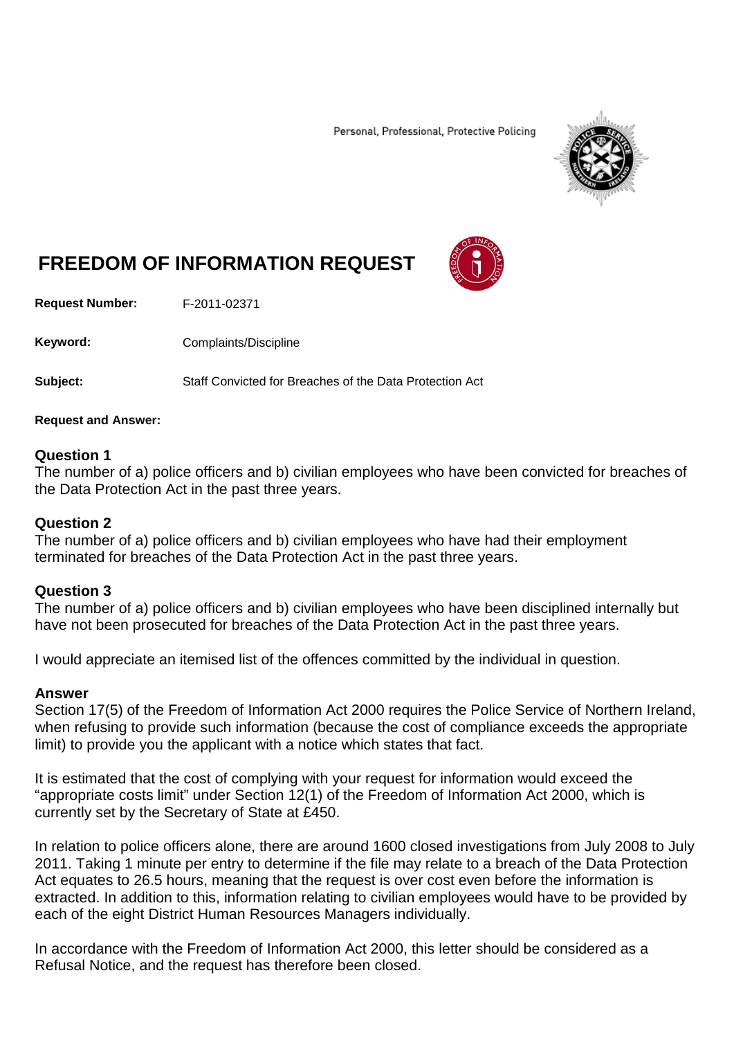Personal, Professional, Protective Policing

# FREEDOM OF INFORMATION REQUEST

**Request Number:** F-2011-02371

**Keyword:** Complaints/Discipline

**Subject:** Staff Convicted for Breaches of the Data Protection Act

**Request and Answer:**

### Question 1

The number of a) police officers and b) civilian employees who have been convicted for breaches of the Data Protection Act in the past three years.

### Question 2

The number of a) police officers and b) civilian employees who have had their employment terminated for breaches of the Data Protection Act in the past three years.

### Question 3

The number of a) police officers and b) civilian employees who have been disciplined internally but have not been prosecuted for breaches of the Data Protection Act in the past three years.

I would appreciate an itemised list of the offences committed by the individual in question.

### Answer

Section 17(5) of the Freedom of Information Act 2000 requires the Police Service of Northern Ireland, when refusing to provide such information (because the cost of compliance exceeds the appropriate limit) to provide you the applicant with a notice which states that fact.

It is estimated that the cost of complying with your request for information would exceed the "appropriate costs limit" under Section 12(1) of the Freedom of Information Act 2000, which is currently set by the Secretary of State at £450.

In relation to police officers alone, there are around 1600 closed investigations from July 2008 to July 2011. Taking 1 minute per entry to determine if the file may relate to a breach of the Data Protection Act equates to 26.5 hours, meaning that the request is over cost even before the information is extracted. In addition to this, information relating to civilian employees would have to be provided by each of the eight District Human Resources Managers individually.

In accordance with the Freedom of Information Act 2000, this letter should be considered as a Refusal Notice, and the request has therefore been closed.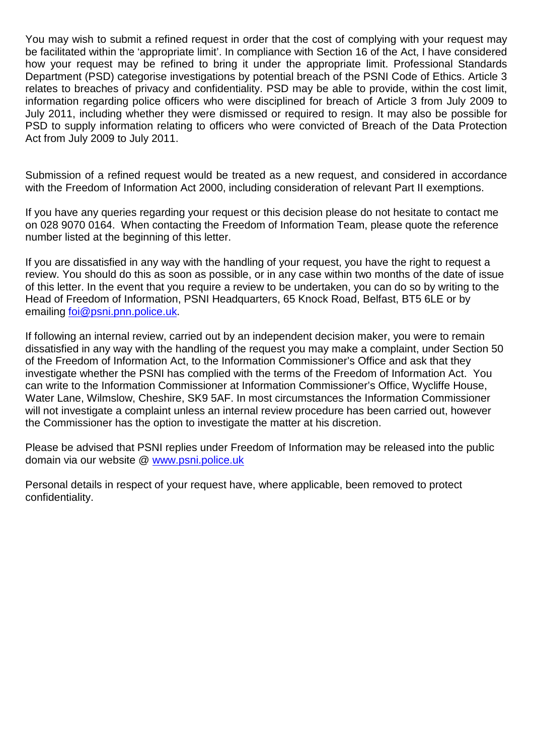You may wish to submit a refined request in order that the cost of complying with your request may be facilitated within the 'appropriate limit'. In compliance with Section 16 of the Act, I have considered how your request may be refined to bring it under the appropriate limit. Professional Standards Department (PSD) categorise investigations by potential breach of the PSNI Code of Ethics. Article 3 relates to breaches of privacy and confidentiality. PSD may be able to provide, within the cost limit, information regarding police officers who were disciplined for breach of Article 3 from July 2009 to July 2011, including whether they were dismissed or required to resign. It may also be possible for PSD to supply information relating to officers who were convicted of Breach of the Data Protection Act from July 2009 to July 2011.

Submission of a refined request would be treated as a new request, and considered in accordance with the Freedom of Information Act 2000, including consideration of relevant Part II exemptions.

If you have any queries regarding your request or this decision please do not hesitate to contact me on 028 9070 0164. When contacting the Freedom of Information Team, please quote the reference number listed at the beginning of this letter.

If you are dissatisfied in any way with the handling of your request, you have the right to request a review. You should do this as soon as possible, or in any case within two months of the date of issue of this letter. In the event that you require a review to be undertaken, you can do so by writing to the Head of Freedom of Information, PSNI Headquarters, 65 Knock Road, Belfast, BT5 6LE or by emailing [foi@psni.pnn.police.uk](mailto:foi@psni.pnn.police.uk).

If following an internal review, carried out by an independent decision maker, you were to remain dissatisfied in any way with the handling of the request you may make a complaint, under Section 50 of the Freedom of Information Act, to the Information Commissioner's Office and ask that they investigate whether the PSNI has complied with the terms of the Freedom of Information Act. You can write to the Information Commissioner at Information Commissioner's Office, Wycliffe House, Water Lane, Wilmslow, Cheshire, SK9 5AF. In most circumstances the Information Commissioner will not investigate a complaint unless an internal review procedure has been carried out, however the Commissioner has the option to investigate the matter at his discretion.

Please be advised that PSNI replies under Freedom of Information may be released into the public domain via our website @ [www.psni.police.uk](http://www.psni.police.uk)

Personal details in respect of your request have, where applicable, been removed to protect confidentiality.